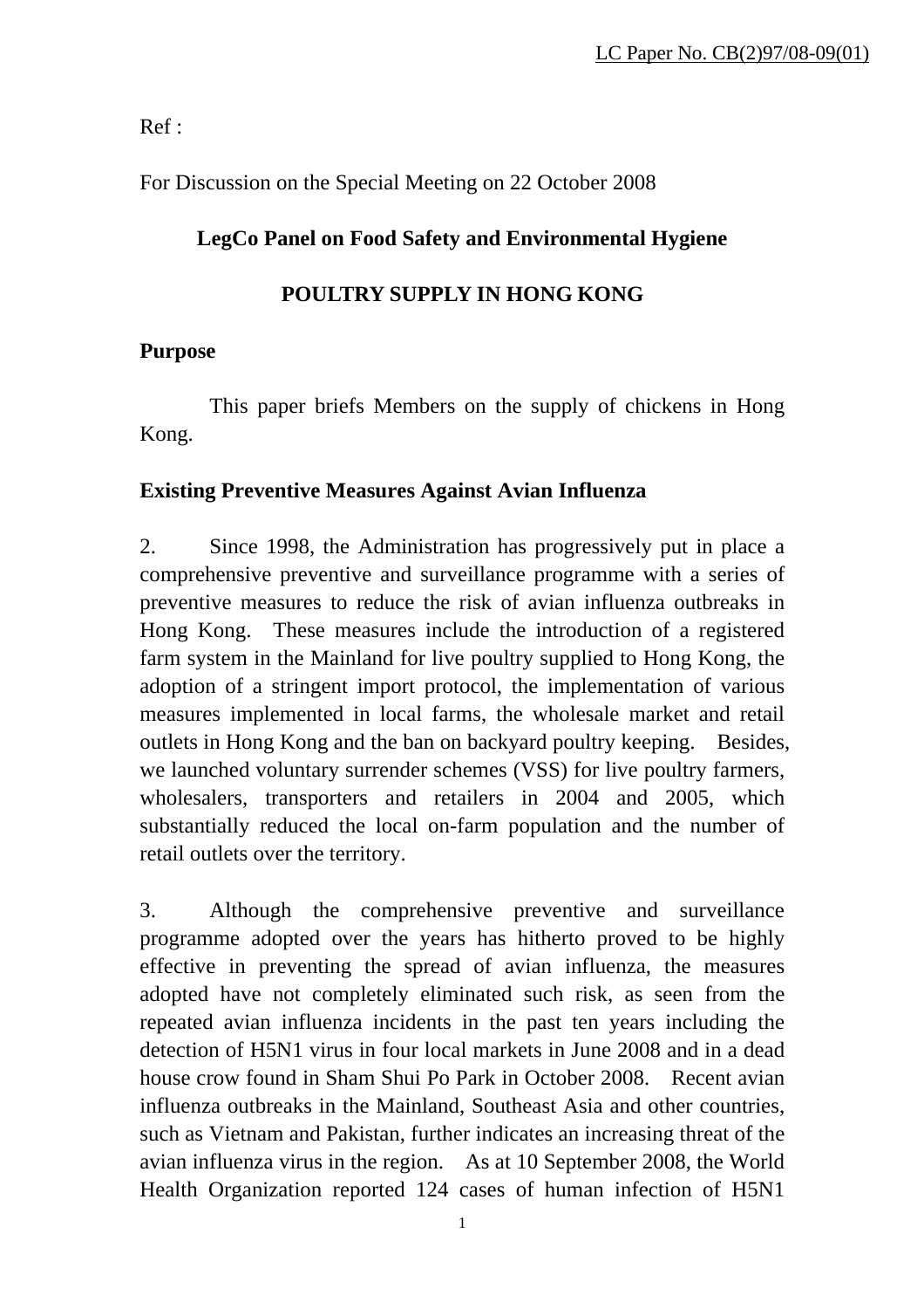LC Paper No. CB(2)97/08-09(01)

Ref :

For Discussion on the Special Meeting on 22 October 2008

**LegCo Panel on Food Safety and Environmental Hygiene**

**POULTRY SUPPLY IN HONG KONG**

**Purpose**

This paper briefs Members on the supply of chickens in Hong Kong.

**Existing Preventive Measures Against Avian Influenza**

2. Since 1998, the Administration has progressively put in place a comprehensive preventive and surveillance programme with a series of preventive measures to reduce the risk of avian influenza outbreaks in Hong Kong. These measures include the introduction of a registered farm system in the Mainland for live poultry supplied to Hong Kong, the adoption of a stringent import protocol, the implementation of various measures implemented in local farms, the wholesale market and retail outlets in Hong Kong and the ban on backyard poultry keeping. Besides, we launched voluntary surrender schemes (VSS) for live poultry farmers, wholesalers, transporters and retailers in 2004 and 2005, which substantially reduced the local on-farm population and the number of retail outlets over the territory.

3. Although the comprehensive preventive and surveillance programme adopted over the years has hitherto proved to be highly effective in preventing the spread of avian influenza, the measures adopted have not completely eliminated such risk, as seen from the repeated avian influenza incidents in the past ten years including the detection of H5N1 virus in four local markets in June 2008 and in a dead house crow found in Sham Shui Po Park in October 2008. Recent avian influenza outbreaks in the Mainland, Southeast Asia and other countries, such as Vietnam and Pakistan, further indicates an increasing threat of the avian influenza virus in the region. As at 10 September 2008, the World Health Organization reported 124 cases of human infection of H5N1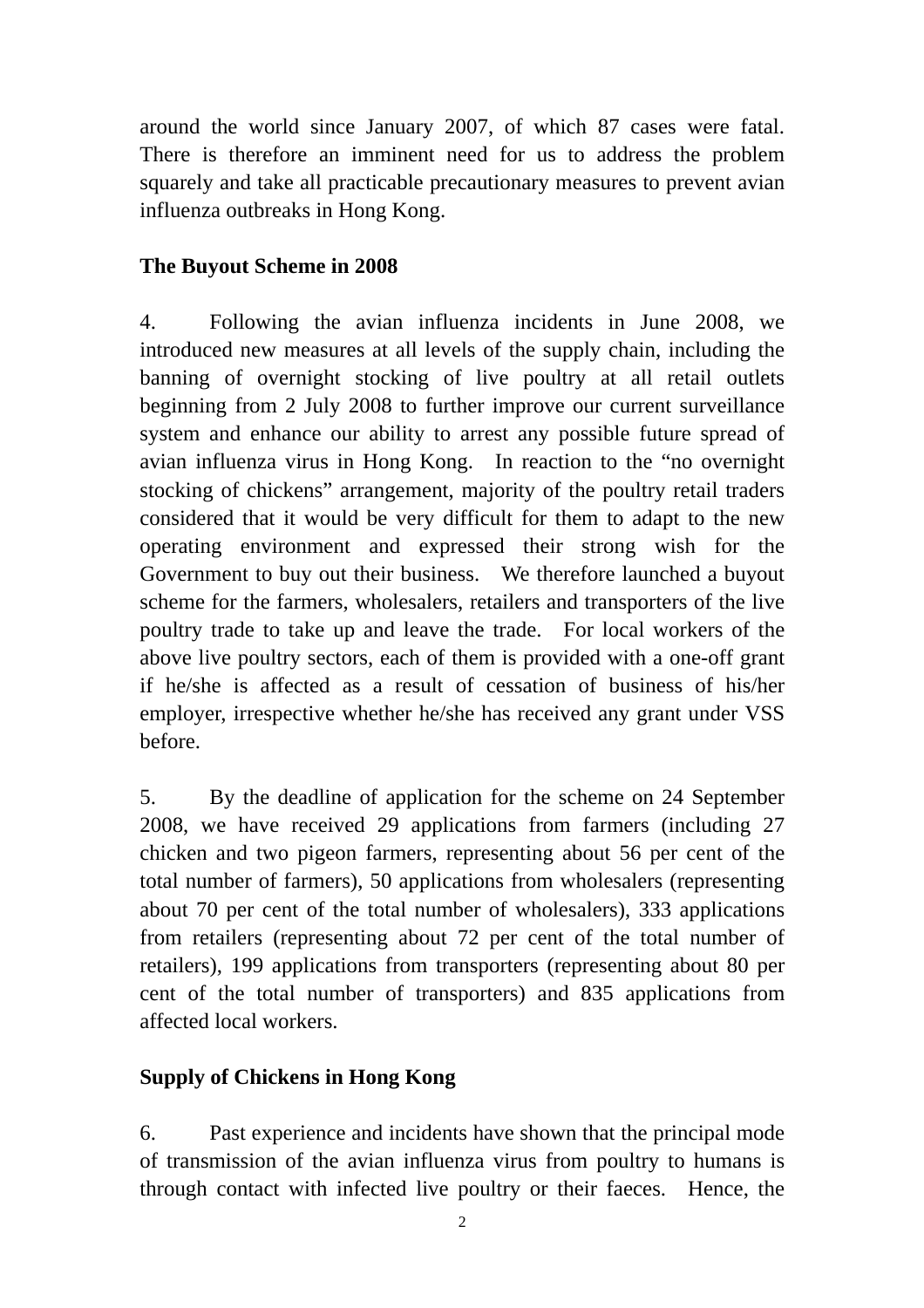around the world since January 2007, of which 87 cases were fatal. There is therefore an imminent need for us to address the problem squarely and take all practicable precautionary measures to prevent avian influenza outbreaks in Hong Kong.

**The Buyout Scheme in 2008**

4. Following the avian influenza incidents in June 2008, we introduced new measures at all levels of the supply chain, including the banning of overnight stocking of live poultry at all retail outlets beginning from 2 July 2008 to further improve our current surveillance system and enhance our ability to arrest any possible future spread of avian influenza virus in Hong Kong. In reaction to the "no overnight stocking of chickens" arrangement, majority of the poultry retail traders considered that it would be very difficult for them to adapt to the new operating environment and expressed their strong wish for the Government to buy out their business. We therefore launched a buyout scheme for the farmers, wholesalers, retailers and transporters of the live poultry trade to take up and leave the trade. For local workers of the above live poultry sectors, each of them is provided with a one-off grant if he/she is affected as a result of cessation of business of his/her employer, irrespective whether he/she has received any grant under VSS before.

5. By the deadline of application for the scheme on 24 September 2008, we have received 29 applications from farmers (including 27 chicken and two pigeon farmers, representing about 56 per cent of the total number of farmers), 50 applications from wholesalers (representing about 70 per cent of the total number of wholesalers), 333 applications from retailers (representing about 72 per cent of the total number of retailers), 199 applications from transporters (representing about 80 per cent of the total number of transporters) and 835 applications from affected local workers.

**Supply of Chickens in Hong Kong**

6. Past experience and incidents have shown that the principal mode of transmission of the avian influenza virus from poultry to humans is through contact with infected live poultry or their faeces. Hence, the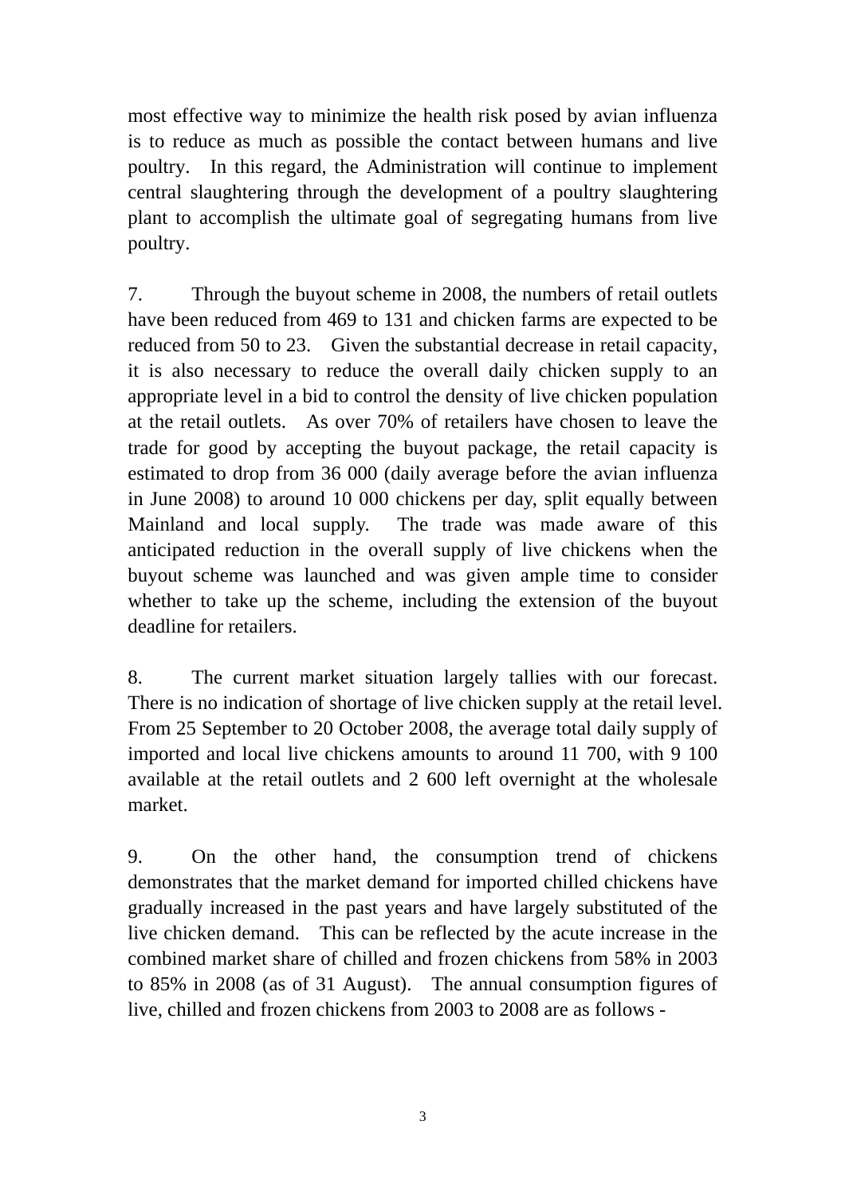most effective way to minimize the health risk posed by avian influenza is to reduce as much as possible the contact between humans and live poultry. In this regard, the Administration will continue to implement central slaughtering through the development of a poultry slaughtering plant to accomplish the ultimate goal of segregating humans from live poultry.

7. Through the buyout scheme in 2008, the numbers of retail outlets have been reduced from 469 to 131 and chicken farms are expected to be reduced from 50 to 23. Given the substantial decrease in retail capacity, it is also necessary to reduce the overall daily chicken supply to an appropriate level in a bid to control the density of live chicken population at the retail outlets. As over 70% of retailers have chosen to leave the trade for good by accepting the buyout package, the retail capacity is estimated to drop from 36 000 (daily average before the avian influenza in June 2008) to around 10 000 chickens per day, split equally between Mainland and local supply. The trade was made aware of this anticipated reduction in the overall supply of live chickens when the buyout scheme was launched and was given ample time to consider whether to take up the scheme, including the extension of the buyout deadline for retailers.

8. The current market situation largely tallies with our forecast. There is no indication of shortage of live chicken supply at the retail level. From 25 September to 20 October 2008, the average total daily supply of imported and local live chickens amounts to around 11 700, with 9 100 available at the retail outlets and 2 600 left overnight at the wholesale market.

9. On the other hand, the consumption trend of chickens demonstrates that the market demand for imported chilled chickens have gradually increased in the past years and have largely substituted of the live chicken demand. This can be reflected by the acute increase in the combined market share of chilled and frozen chickens from 58% in 2003 to 85% in 2008 (as of 31 August). The annual consumption figures of live, chilled and frozen chickens from 2003 to 2008 are as follows -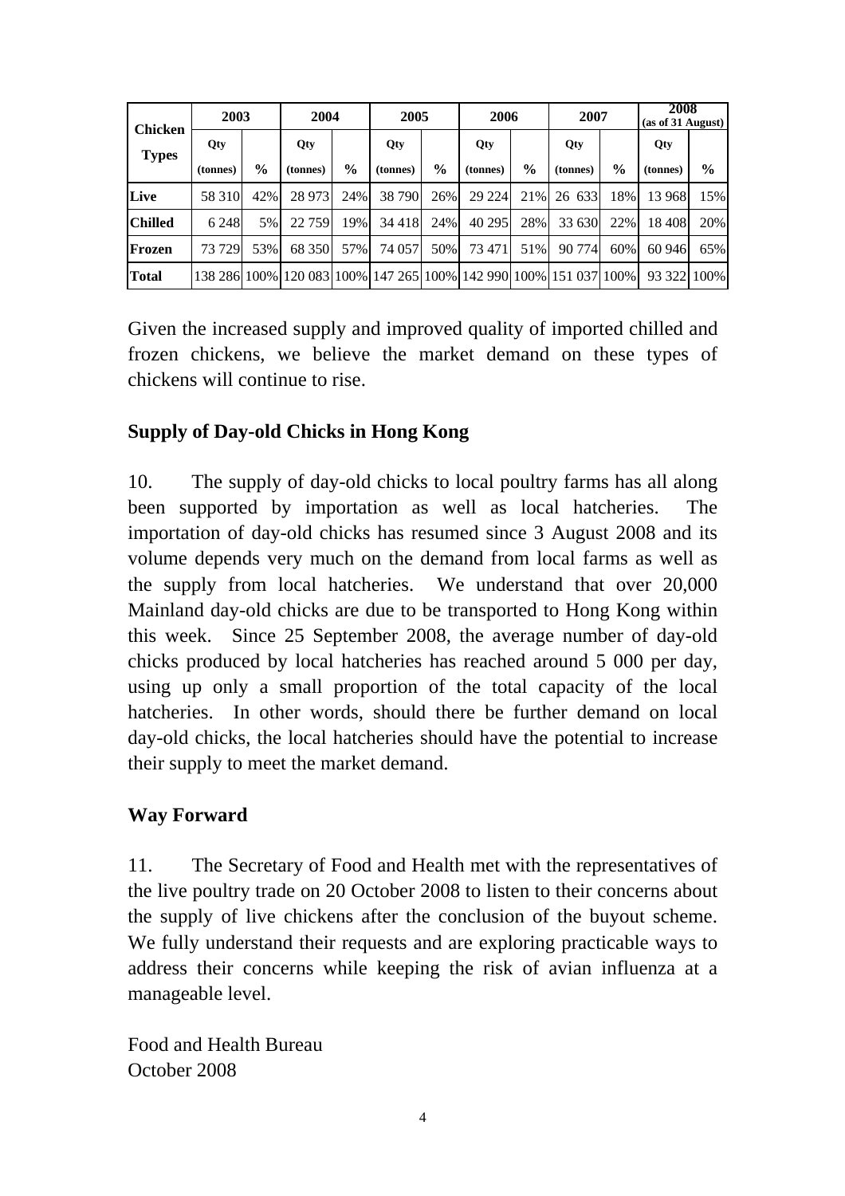| Chicken Types | 2003 | | 2004 | | 2005 | | 2006 | | 2007 | | 2008 (as of 31 August) | |
|---|---|---|---|---|---|---|---|---|---|---|---|---|
| | Qty (tonnes) | % | Qty (tonnes) | % | Qty (tonnes) | % | Qty (tonnes) | % | Qty (tonnes) | % | Qty (tonnes) | % |
| **Live** | 58 310 | 42% | 28 973 | 24% | 38 790 | 26% | 29 224 | 21% | 26 633 | 18% | 13 968 | 15% |
| **Chilled** | 6 248 | 5% | 22 759 | 19% | 34 418 | 24% | 40 295 | 28% | 33 630 | 22% | 18 408 | 20% |
| **Frozen** | 73 729 | 53% | 68 350 | 57% | 74 057 | 50% | 73 471 | 51% | 90 774 | 60% | 60 946 | 65% |
| **Total** | 138 286 | 100% | 120 083 | 100% | 147 265 | 100% | 142 990 | 100% | 151 037 | 100% | 93 322 | 100% |

Given the increased supply and improved quality of imported chilled and frozen chickens, we believe the market demand on these types of chickens will continue to rise.

### Supply of Day-old Chicks in Hong Kong

10. The supply of day-old chicks to local poultry farms has all along been supported by importation as well as local hatcheries. The importation of day-old chicks has resumed since 3 August 2008 and its volume depends very much on the demand from local farms as well as the supply from local hatcheries. We understand that over 20,000 Mainland day-old chicks are due to be transported to Hong Kong within this week. Since 25 September 2008, the average number of day-old chicks produced by local hatcheries has reached around 5 000 per day, using up only a small proportion of the total capacity of the local hatcheries. In other words, should there be further demand on local day-old chicks, the local hatcheries should have the potential to increase their supply to meet the market demand.

### Way Forward

11. The Secretary of Food and Health met with the representatives of the live poultry trade on 20 October 2008 to listen to their concerns about the supply of live chickens after the conclusion of the buyout scheme. We fully understand their requests and are exploring practicable ways to address their concerns while keeping the risk of avian influenza at a manageable level.

Food and Health Bureau
October 2008